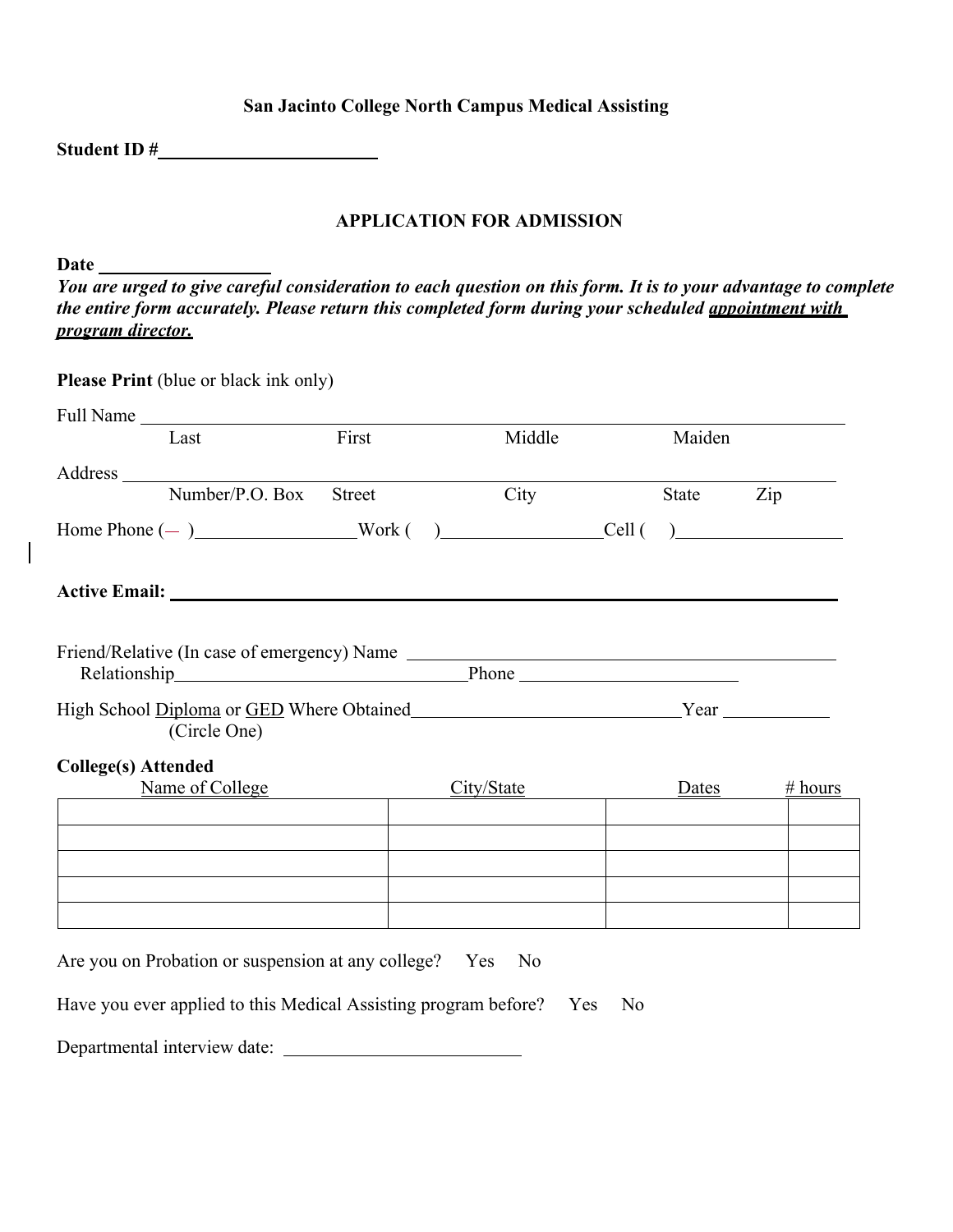**San Jacinto College North Campus Medical Assisting**

**Student ID #**________________________

## APPLICATION FOR ADMISSION

**Date** __________________

***You are urged to give careful consideration to each question on this form. It is to your advantage to complete the entire form accurately. Please return this completed form during your scheduled appointment with program director.***

**Please Print** (blue or black ink only)

Full Name ______________________________________________________________________
Last First Middle Maiden

Address ________________________________________________________________________
Number/P.O. Box Street City State Zip

Home Phone (— )_________________Work ( )_________________Cell ( )_________________

**Active Email:** ______________________________________________________________

Friend/Relative (In case of emergency) Name ______________________________________________
Relationship________________________________Phone ________________________

High School Diploma or GED Where Obtained_____________________________Year ___________
(Circle One)

**College(s) Attended**

| Name of College | City/State | Dates | # hours |
|---|---|---|---|
| | | | |
| | | | |
| | | | |
| | | | |
| | | | |

Are you on Probation or suspension at any college? Yes No

Have you ever applied to this Medical Assisting program before? Yes No

Departmental interview date: __________________________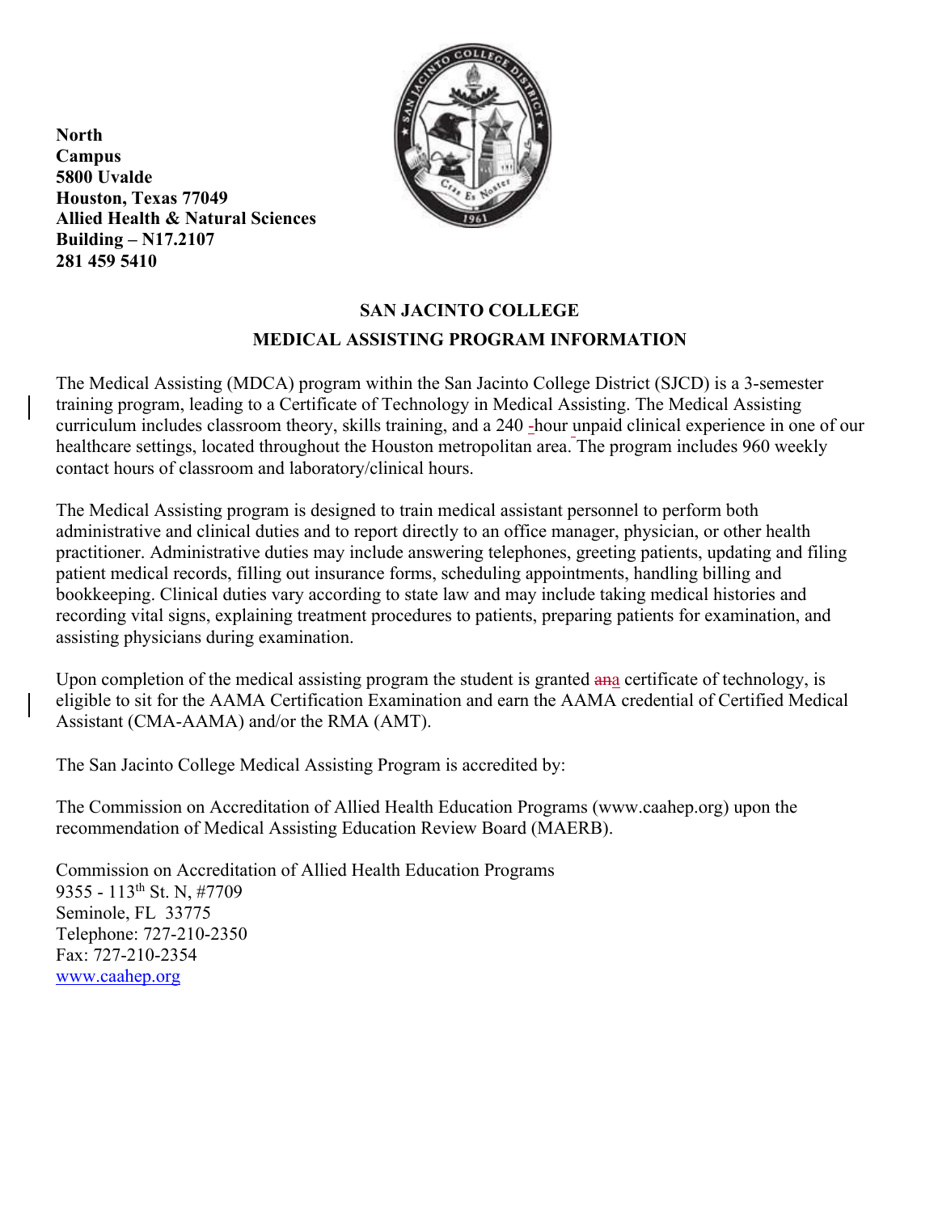**North Campus**
**5800 Uvalde**
**Houston, Texas 77049**
**Allied Health & Natural Sciences Building – N17.2107**
**281 459 5410**

## SAN JACINTO COLLEGE

## MEDICAL ASSISTING PROGRAM INFORMATION

The Medical Assisting (MDCA) program within the San Jacinto College District (SJCD) is a 3-semester training program, leading to a Certificate of Technology in Medical Assisting. The Medical Assisting curriculum includes classroom theory, skills training, and a 240 -hour unpaid clinical experience in one of our healthcare settings, located throughout the Houston metropolitan area. The program includes 960 weekly contact hours of classroom and laboratory/clinical hours.

The Medical Assisting program is designed to train medical assistant personnel to perform both administrative and clinical duties and to report directly to an office manager, physician, or other health practitioner. Administrative duties may include answering telephones, greeting patients, updating and filing patient medical records, filling out insurance forms, scheduling appointments, handling billing and bookkeeping. Clinical duties vary according to state law and may include taking medical histories and recording vital signs, explaining treatment procedures to patients, preparing patients for examination, and assisting physicians during examination.

Upon completion of the medical assisting program the student is granted ~~an~~a certificate of technology, is eligible to sit for the AAMA Certification Examination and earn the AAMA credential of Certified Medical Assistant (CMA-AAMA) and/or the RMA (AMT).

The San Jacinto College Medical Assisting Program is accredited by:

The Commission on Accreditation of Allied Health Education Programs (www.caahep.org) upon the recommendation of Medical Assisting Education Review Board (MAERB).

Commission on Accreditation of Allied Health Education Programs
9355 - 113th St. N, #7709
Seminole, FL 33775
Telephone: 727-210-2350
Fax: 727-210-2354
www.caahep.org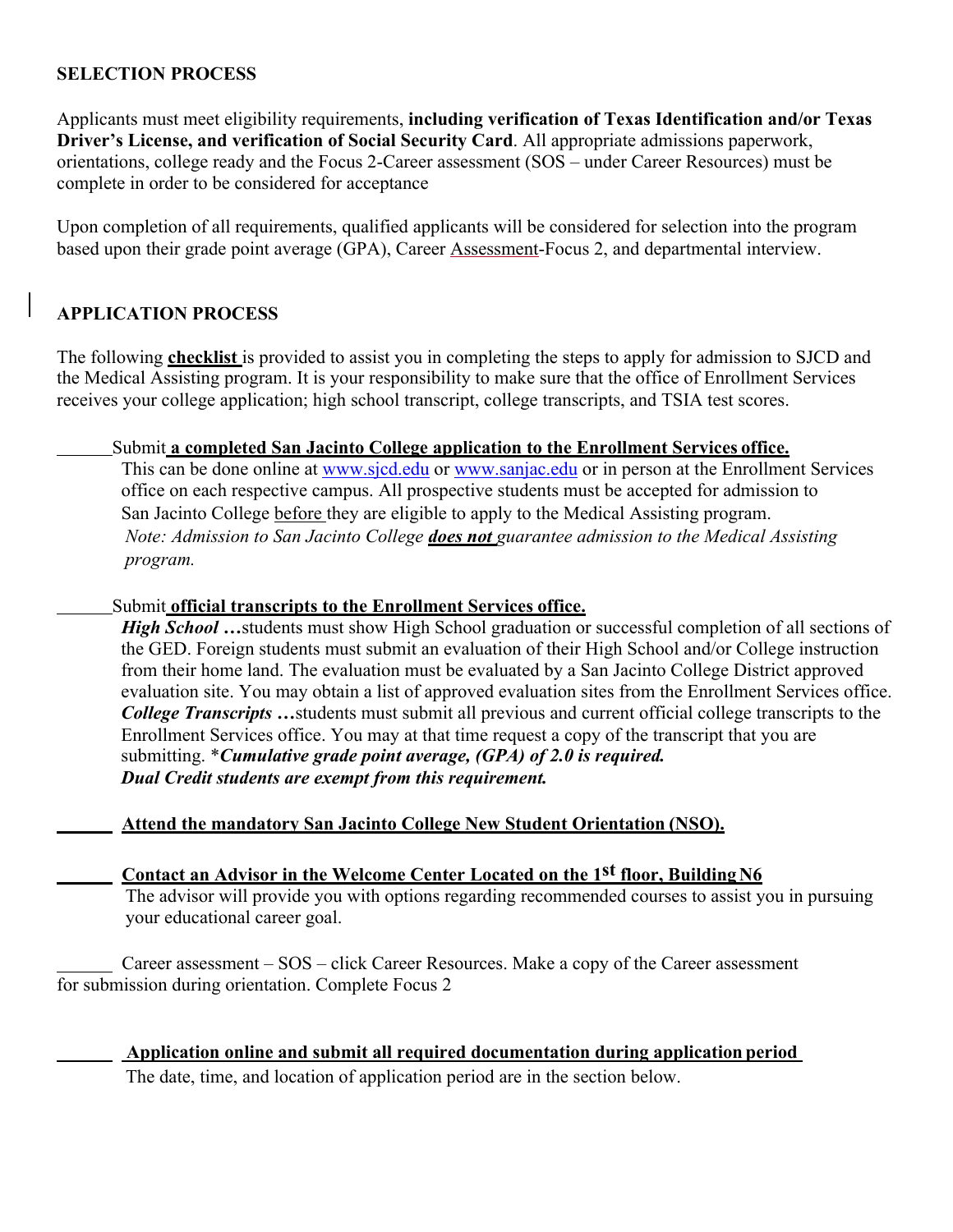## SELECTION PROCESS

Applicants must meet eligibility requirements, **including verification of Texas Identification and/or Texas Driver's License, and verification of Social Security Card**. All appropriate admissions paperwork, orientations, college ready and the Focus 2-Career assessment (SOS – under Career Resources) must be complete in order to be considered for acceptance

Upon completion of all requirements, qualified applicants will be considered for selection into the program based upon their grade point average (GPA), Career Assessment-Focus 2, and departmental interview.

## APPLICATION PROCESS

The following **checklist** is provided to assist you in completing the steps to apply for admission to SJCD and the Medical Assisting program. It is your responsibility to make sure that the office of Enrollment Services receives your college application; high school transcript, college transcripts, and TSIA test scores.

______Submit **a completed San Jacinto College application to the Enrollment Services office.**
This can be done online at www.sjcd.edu or www.sanjac.edu or in person at the Enrollment Services office on each respective campus. All prospective students must be accepted for admission to San Jacinto College before they are eligible to apply to the Medical Assisting program.
*Note: Admission to San Jacinto College* ***does not*** *guarantee admission to the Medical Assisting program.*

______Submit **official transcripts to the Enrollment Services office.**
***High School …***students must show High School graduation or successful completion of all sections of the GED. Foreign students must submit an evaluation of their High School and/or College instruction from their home land. The evaluation must be evaluated by a San Jacinto College District approved evaluation site. You may obtain a list of approved evaluation sites from the Enrollment Services office.
***College Transcripts …***students must submit all previous and current official college transcripts to the Enrollment Services office. You may at that time request a copy of the transcript that you are submitting. \****Cumulative grade point average, (GPA) of 2.0 is required.***
***Dual Credit students are exempt from this requirement.***

______ **Attend the mandatory San Jacinto College New Student Orientation (NSO).**

______ **Contact an Advisor in the Welcome Center Located on the 1st floor, Building N6**
The advisor will provide you with options regarding recommended courses to assist you in pursuing your educational career goal.

______ Career assessment – SOS – click Career Resources. Make a copy of the Career assessment for submission during orientation. Complete Focus 2

______ **Application online and submit all required documentation during application period**
The date, time, and location of application period are in the section below.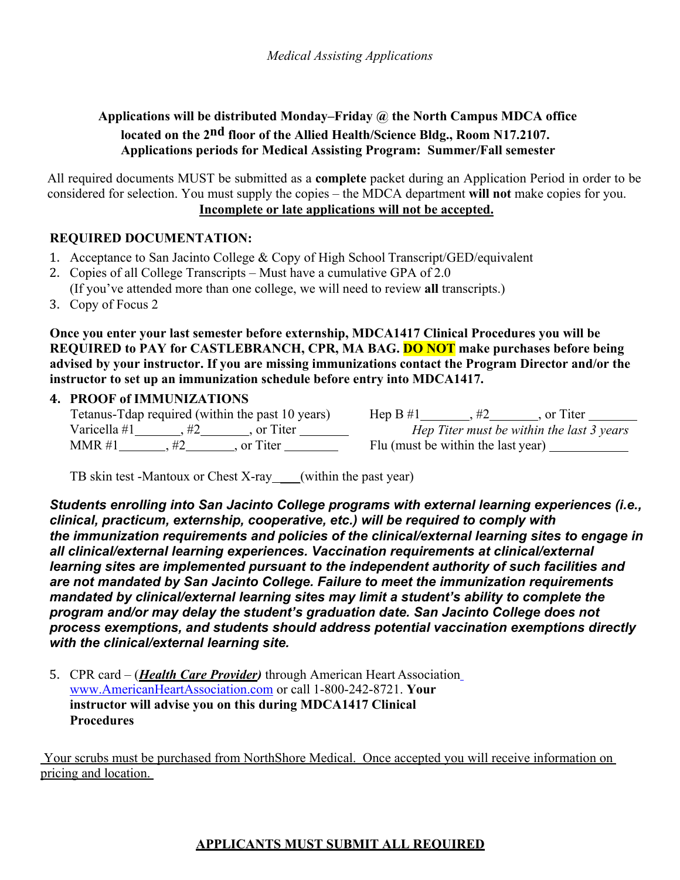*Medical Assisting Applications*

**Applications will be distributed Monday–Friday @ the North Campus MDCA office located on the 2nd floor of the Allied Health/Science Bldg., Room N17.2107.**
**Applications periods for Medical Assisting Program: Summer/Fall semester**

All required documents MUST be submitted as a **complete** packet during an Application Period in order to be considered for selection. You must supply the copies – the MDCA department **will not** make copies for you.
**Incomplete or late applications will not be accepted.**

**REQUIRED DOCUMENTATION:**

1. Acceptance to San Jacinto College & Copy of High School Transcript/GED/equivalent
2. Copies of all College Transcripts – Must have a cumulative GPA of 2.0
   (If you've attended more than one college, we will need to review **all** transcripts.)
3. Copy of Focus 2

**Once you enter your last semester before externship, MDCA1417 Clinical Procedures you will be REQUIRED to PAY for CASTLEBRANCH, CPR, MA BAG. DO NOT make purchases before being advised by your instructor. If you are missing immunizations contact the Program Director and/or the instructor to set up an immunization schedule before entry into MDCA1417.**

4. **PROOF of IMMUNIZATIONS**
   Tetanus-Tdap required (within the past 10 years)
   Varicella #1\_\_\_\_\_\_\_, #2\_\_\_\_\_\_\_, or Titer \_\_\_\_\_\_\_
   MMR #1\_\_\_\_\_\_\_, #2\_\_\_\_\_\_\_, or Titer \_\_\_\_\_\_\_
   Hep B #1\_\_\_\_\_\_\_, #2\_\_\_\_\_\_\_, or Titer \_\_\_\_\_\_\_
   *Hep Titer must be within the last 3 years*
   Flu (must be within the last year) \_\_\_\_\_\_\_\_\_\_\_\_

   TB skin test -Mantoux or Chest X-ray\_\_\_\_(within the past year)

***Students enrolling into San Jacinto College programs with external learning experiences (i.e., clinical, practicum, externship, cooperative, etc.) will be required to comply with the immunization requirements and policies of the clinical/external learning sites to engage in all clinical/external learning experiences. Vaccination requirements at clinical/external learning sites are implemented pursuant to the independent authority of such facilities and are not mandated by San Jacinto College. Failure to meet the immunization requirements mandated by clinical/external learning sites may limit a student's ability to complete the program and/or may delay the student's graduation date. San Jacinto College does not process exemptions, and students should address potential vaccination exemptions directly with the clinical/external learning site.***

5. CPR card – (***Health Care Provider)*** through American Heart Association www.AmericanHeartAssociation.com or call 1-800-242-8721. **Your instructor will advise you on this during MDCA1417 Clinical Procedures**

Your scrubs must be purchased from NorthShore Medical. Once accepted you will receive information on pricing and location.

**APPLICANTS MUST SUBMIT ALL REQUIRED**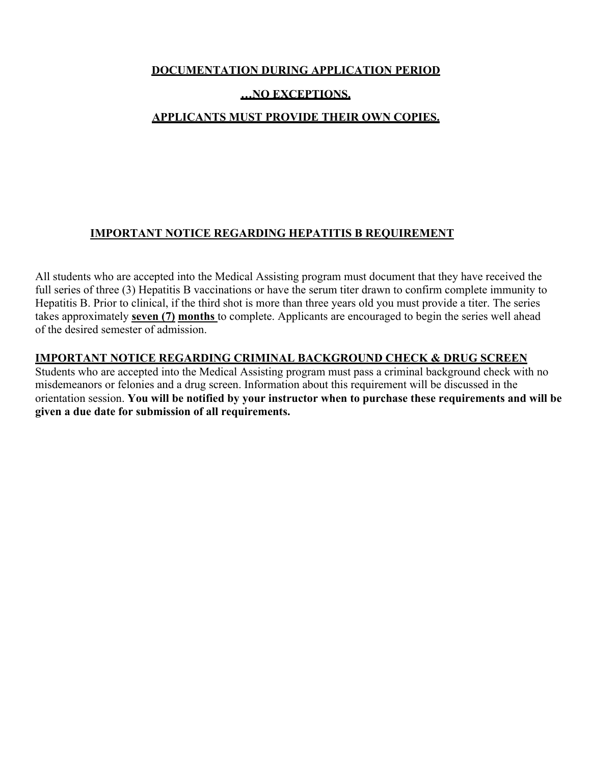**DOCUMENTATION DURING APPLICATION PERIOD**

**…NO EXCEPTIONS.**

**APPLICANTS MUST PROVIDE THEIR OWN COPIES.**

## IMPORTANT NOTICE REGARDING HEPATITIS B REQUIREMENT

All students who are accepted into the Medical Assisting program must document that they have received the full series of three (3) Hepatitis B vaccinations or have the serum titer drawn to confirm complete immunity to Hepatitis B. Prior to clinical, if the third shot is more than three years old you must provide a titer. The series takes approximately **seven (7) months** to complete. Applicants are encouraged to begin the series well ahead of the desired semester of admission.

## IMPORTANT NOTICE REGARDING CRIMINAL BACKGROUND CHECK & DRUG SCREEN

Students who are accepted into the Medical Assisting program must pass a criminal background check with no misdemeanors or felonies and a drug screen. Information about this requirement will be discussed in the orientation session. **You will be notified by your instructor when to purchase these requirements and will be given a due date for submission of all requirements.**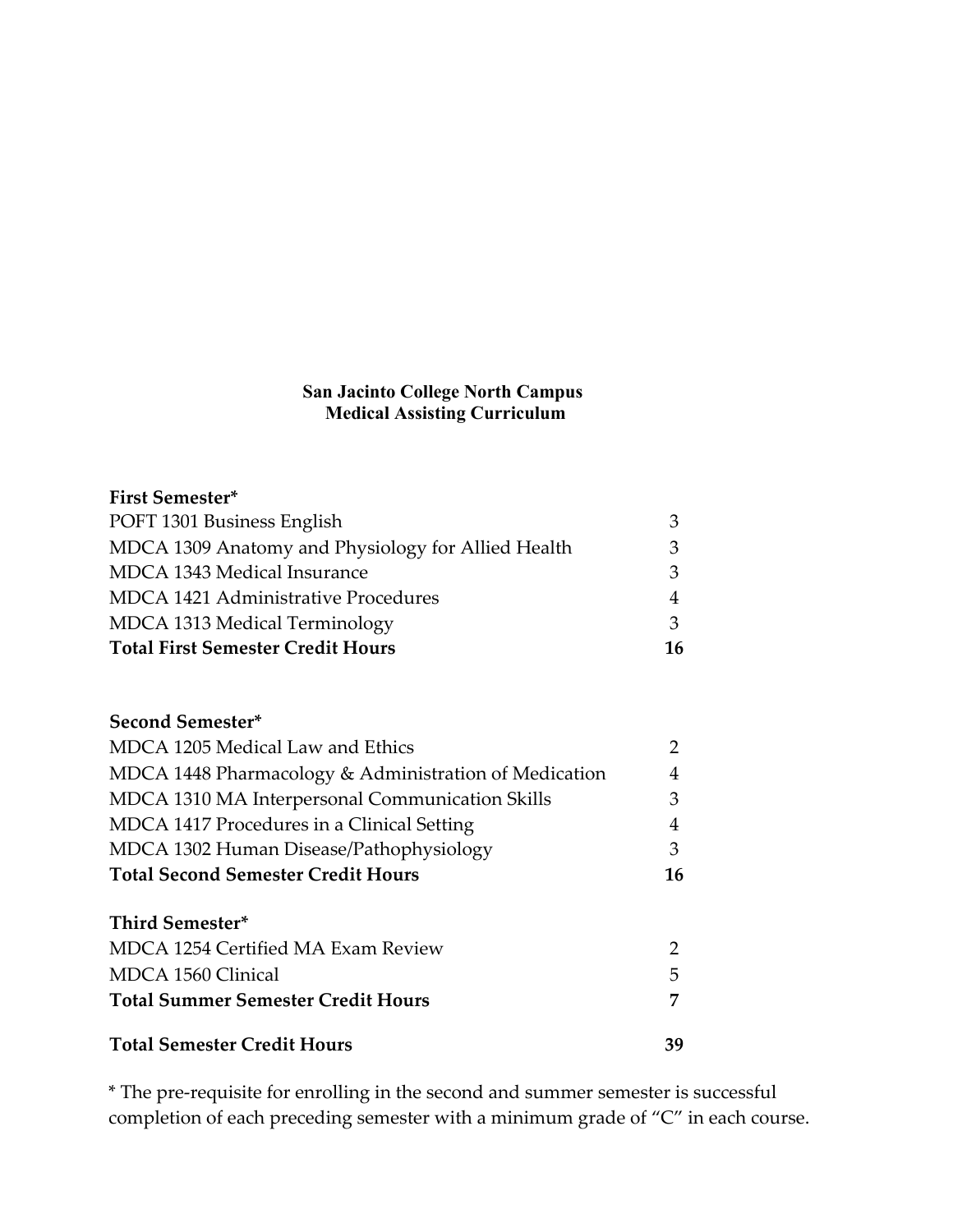## San Jacinto College North Campus
## Medical Assisting Curriculum

| | |
|---|---|
| **First Semester*** | |
| POFT 1301 Business English | 3 |
| MDCA 1309 Anatomy and Physiology for Allied Health | 3 |
| MDCA 1343 Medical Insurance | 3 |
| MDCA 1421 Administrative Procedures | 4 |
| MDCA 1313 Medical Terminology | 3 |
| **Total First Semester Credit Hours** | **16** |

| | |
|---|---|
| **Second Semester*** | |
| MDCA 1205 Medical Law and Ethics | 2 |
| MDCA 1448 Pharmacology & Administration of Medication | 4 |
| MDCA 1310 MA Interpersonal Communication Skills | 3 |
| MDCA 1417 Procedures in a Clinical Setting | 4 |
| MDCA 1302 Human Disease/Pathophysiology | 3 |
| **Total Second Semester Credit Hours** | **16** |

| | |
|---|---|
| **Third Semester*** | |
| MDCA 1254 Certified MA Exam Review | 2 |
| MDCA 1560 Clinical | 5 |
| **Total Summer Semester Credit Hours** | **7** |
| **Total Semester Credit Hours** | **39** |

* The pre-requisite for enrolling in the second and summer semester is successful completion of each preceding semester with a minimum grade of "C" in each course.